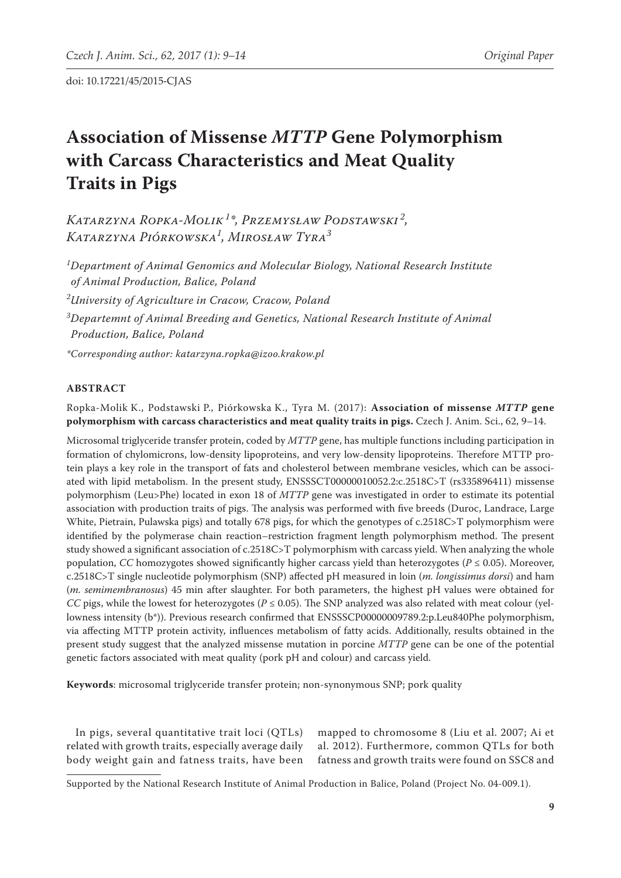doi: 10.17221/45/2015-CJAS

# Association of Missense *MTTP* Gene Polymorphism with Carcass Characteristics and Meat Quality Traits in Pigs

Katarzyna Ropka-Molik[1]*, Przemysław Podstawski[2], Katarzyna Piórkowska[1], Mirosław Tyra[3]

[1]Department of Animal Genomics and Molecular Biology, National Research Institute of Animal Production, Balice, Poland

[2]University of Agriculture in Cracow, Cracow, Poland

[3]Departemnt of Animal Breeding and Genetics, National Research Institute of Animal Production, Balice, Poland

*Corresponding author: katarzyna.ropka@izoo.krakow.pl

## ABSTRACT

Ropka-Molik K., Podstawski P., Piórkowska K., Tyra M. (2017): **Association of missense *MTTP* gene polymorphism with carcass characteristics and meat quality traits in pigs.** Czech J. Anim. Sci., 62, 9–14.

Microsomal triglyceride transfer protein, coded by *MTTP* gene, has multiple functions including participation in formation of chylomicrons, low-density lipoproteins, and very low-density lipoproteins. Therefore MTTP protein plays a key role in the transport of fats and cholesterol between membrane vesicles, which can be associated with lipid metabolism. In the present study, ENSSSCT00000010052.2:c.2518C>T (rs335896411) missense polymorphism (Leu>Phe) located in exon 18 of *MTTP* gene was investigated in order to estimate its potential association with production traits of pigs. The analysis was performed with five breeds (Duroc, Landrace, Large White, Pietrain, Pulawska pigs) and totally 678 pigs, for which the genotypes of c.2518C>T polymorphism were identified by the polymerase chain reaction–restriction fragment length polymorphism method. The present study showed a significant association of c.2518C>T polymorphism with carcass yield. When analyzing the whole population, *CC* homozygotes showed significantly higher carcass yield than heterozygotes ($P \leq 0.05$). Moreover, c.2518C>T single nucleotide polymorphism (SNP) affected pH measured in loin (*m. longissimus dorsi*) and ham (*m. semimembranosus*) 45 min after slaughter. For both parameters, the highest pH values were obtained for *CC* pigs, while the lowest for heterozygotes ($P \leq 0.05$). The SNP analyzed was also related with meat colour (yellowness intensity (b*)). Previous research confirmed that ENSSSCP00000009789.2:p.Leu840Phe polymorphism, via affecting MTTP protein activity, influences metabolism of fatty acids. Additionally, results obtained in the present study suggest that the analyzed missense mutation in porcine *MTTP* gene can be one of the potential genetic factors associated with meat quality (pork pH and colour) and carcass yield.

**Keywords**: microsomal triglyceride transfer protein; non-synonymous SNP; pork quality

In pigs, several quantitative trait loci (QTLs) related with growth traits, especially average daily body weight gain and fatness traits, have been mapped to chromosome 8 (Liu et al. 2007; Ai et al. 2012). Furthermore, common QTLs for both fatness and growth traits were found on SSC8 and

Supported by the National Research Institute of Animal Production in Balice, Poland (Project No. 04-009.1).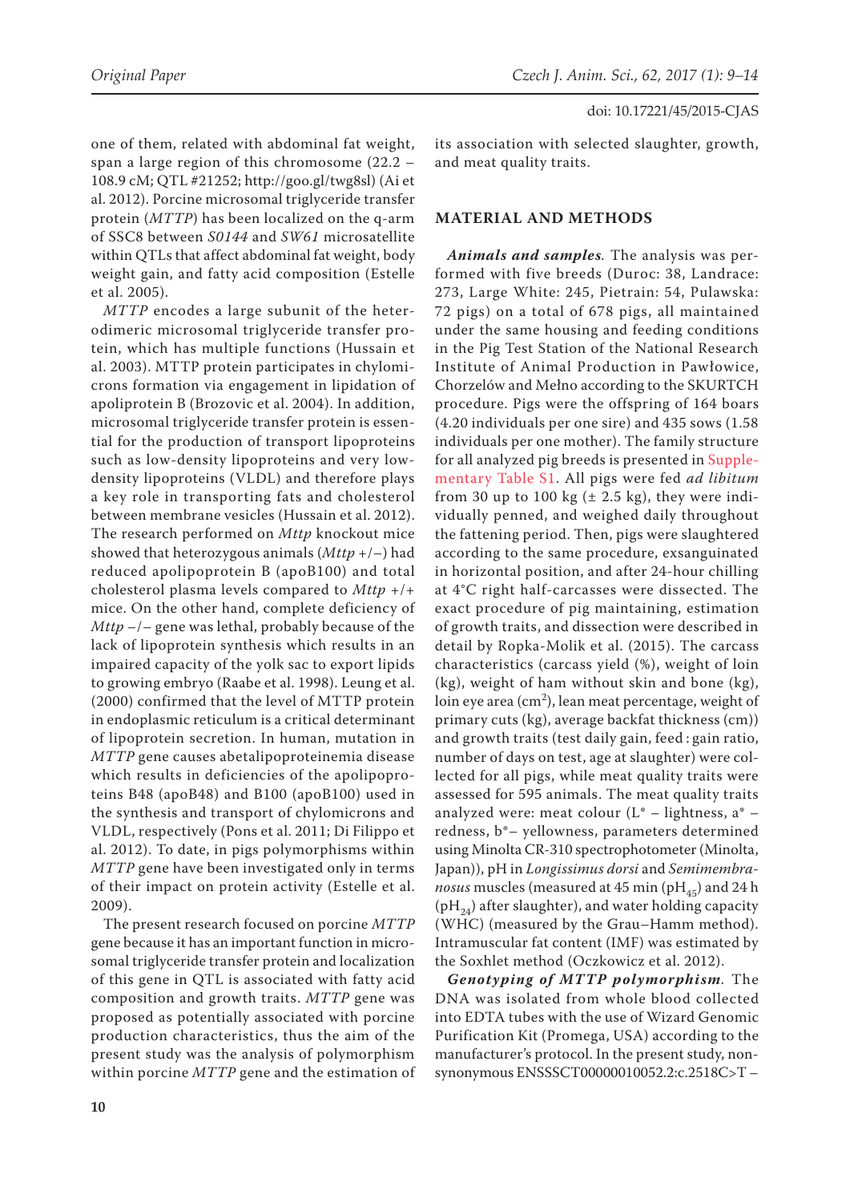one of them, related with abdominal fat weight, span a large region of this chromosome (22.2 – 108.9 cM; QTL #21252; http://goo.gl/twg8sl) (Ai et al. 2012). Porcine microsomal triglyceride transfer protein (*MTTP*) has been localized on the q-arm of SSC8 between *S0144* and *SW61* microsatellite within QTLs that affect abdominal fat weight, body weight gain, and fatty acid composition (Estelle et al. 2005).

*MTTP* encodes a large subunit of the heterodimeric microsomal triglyceride transfer protein, which has multiple functions (Hussain et al. 2003). MTTP protein participates in chylomicrons formation via engagement in lipidation of apoliprotein B (Brozovic et al. 2004). In addition, microsomal triglyceride transfer protein is essential for the production of transport lipoproteins such as low-density lipoproteins and very low-density lipoproteins (VLDL) and therefore plays a key role in transporting fats and cholesterol between membrane vesicles (Hussain et al. 2012). The research performed on *Mttp* knockout mice showed that heterozygous animals (*Mttp* +/–) had reduced apolipoprotein B (apoB100) and total cholesterol plasma levels compared to *Mttp* +/+ mice. On the other hand, complete deficiency of *Mttp* –/– gene was lethal, probably because of the lack of lipoprotein synthesis which results in an impaired capacity of the yolk sac to export lipids to growing embryo (Raabe et al. 1998). Leung et al. (2000) confirmed that the level of MTTP protein in endoplasmic reticulum is a critical determinant of lipoprotein secretion. In human, mutation in *MTTP* gene causes abetalipoproteinemia disease which results in deficiencies of the apolipoproteins B48 (apoB48) and B100 (apoB100) used in the synthesis and transport of chylomicrons and VLDL, respectively (Pons et al. 2011; Di Filippo et al. 2012). To date, in pigs polymorphisms within *MTTP* gene have been investigated only in terms of their impact on protein activity (Estelle et al. 2009).

The present research focused on porcine *MTTP* gene because it has an important function in microsomal triglyceride transfer protein and localization of this gene in QTL is associated with fatty acid composition and growth traits. *MTTP* gene was proposed as potentially associated with porcine production characteristics, thus the aim of the present study was the analysis of polymorphism within porcine *MTTP* gene and the estimation of its association with selected slaughter, growth, and meat quality traits.

## MATERIAL AND METHODS

***Animals and samples.*** The analysis was performed with five breeds (Duroc: 38, Landrace: 273, Large White: 245, Pietrain: 54, Pulawska: 72 pigs) on a total of 678 pigs, all maintained under the same housing and feeding conditions in the Pig Test Station of the National Research Institute of Animal Production in Pawłowice, Chorzelów and Mełno according to the SKURTCH procedure. Pigs were the offspring of 164 boars (4.20 individuals per one sire) and 435 sows (1.58 individuals per one mother). The family structure for all analyzed pig breeds is presented in Supplementary Table S1. All pigs were fed *ad libitum* from 30 up to 100 kg (± 2.5 kg), they were individually penned, and weighed daily throughout the fattening period. Then, pigs were slaughtered according to the same procedure, exsanguinated in horizontal position, and after 24-hour chilling at 4°C right half-carcasses were dissected. The exact procedure of pig maintaining, estimation of growth traits, and dissection were described in detail by Ropka-Molik et al. (2015). The carcass characteristics (carcass yield (%), weight of loin (kg), weight of ham without skin and bone (kg), loin eye area ($cm^2$), lean meat percentage, weight of primary cuts (kg), average backfat thickness (cm)) and growth traits (test daily gain, feed : gain ratio, number of days on test, age at slaughter) were collected for all pigs, while meat quality traits were assessed for 595 animals. The meat quality traits analyzed were: meat colour (L* – lightness, a* – redness, b*– yellowness, parameters determined using Minolta CR-310 spectrophotometer (Minolta, Japan)), pH in *Longissimus dorsi* and *Semimembranosus* muscles (measured at 45 min ($pH_{45}$) and 24 h ($pH_{24}$) after slaughter), and water holding capacity (WHC) (measured by the Grau–Hamm method). Intramuscular fat content (IMF) was estimated by the Soxhlet method (Oczkowicz et al. 2012).

***Genotyping of MTTP polymorphism.*** The DNA was isolated from whole blood collected into EDTA tubes with the use of Wizard Genomic Purification Kit (Promega, USA) according to the manufacturer's protocol. In the present study, non-synonymous ENSSSCT00000010052.2:c.2518C>T –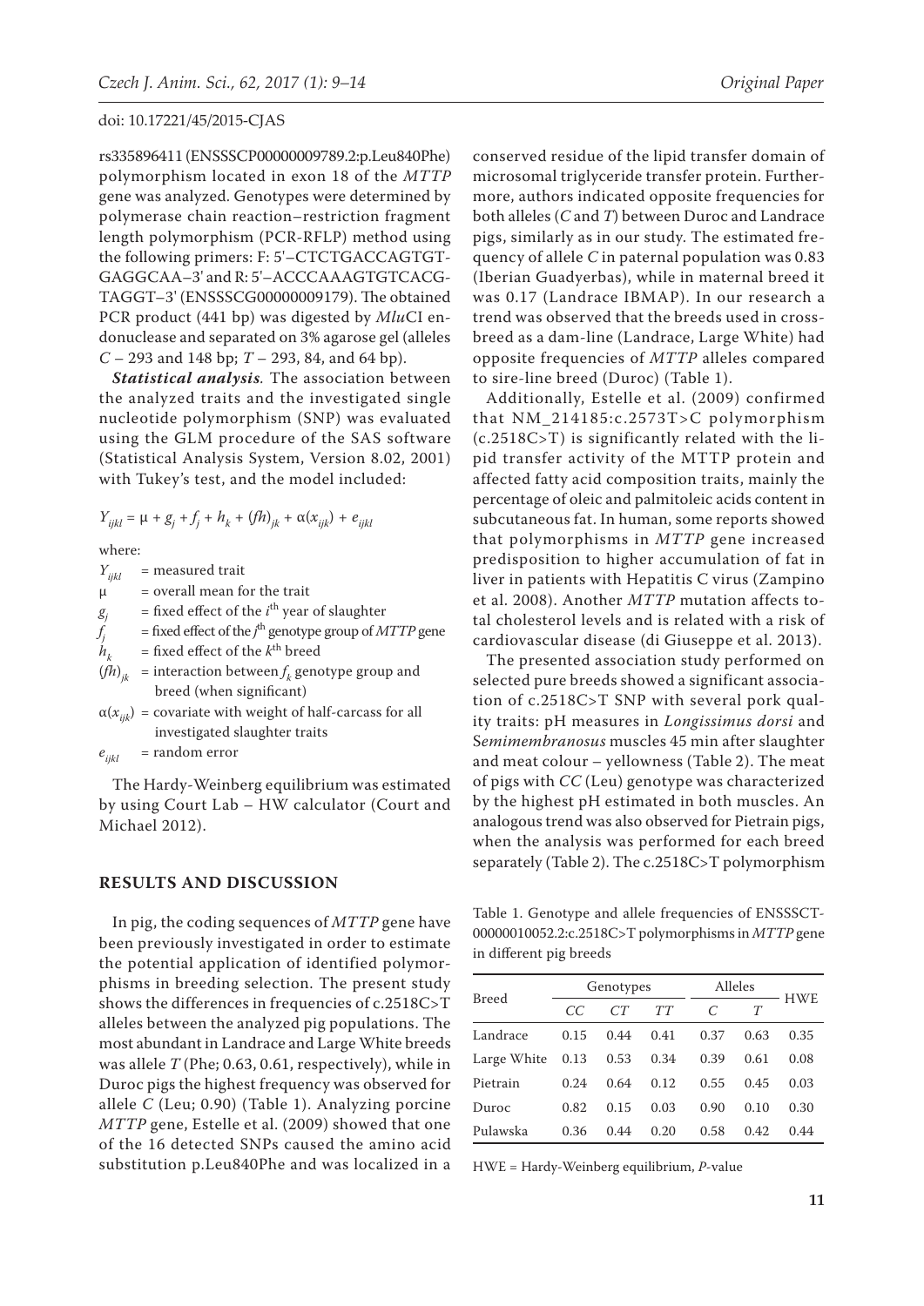rs335896411 (ENSSSCP00000009789.2:p.Leu840Phe) polymorphism located in exon 18 of the *MTTP* gene was analyzed. Genotypes were determined by polymerase chain reaction–restriction fragment length polymorphism (PCR-RFLP) method using the following primers: F: 5'–CTCTGACCAGTGT-GAGGCAA–3' and R: 5'–ACCCAAAGTGTCACG-TAGGT–3' (ENSSSCG00000009179). The obtained PCR product (441 bp) was digested by *Mlu*CI endonuclease and separated on 3% agarose gel (alleles *C* – 293 and 148 bp; *T* – 293, 84, and 64 bp).

***Statistical analysis.*** The association between the analyzed traits and the investigated single nucleotide polymorphism (SNP) was evaluated using the GLM procedure of the SAS software (Statistical Analysis System, Version 8.02, 2001) with Tukey's test, and the model included:

$$Y_{ijkl} = \mu + g_j + f_j + h_k + (fh)_{jk} + \alpha(x_{ijk}) + e_{ijkl}$$

where:

$Y_{ijkl}$ = measured trait
$\mu$ = overall mean for the trait
$g_j$ = fixed effect of the $i^{th}$ year of slaughter
$f_j$ = fixed effect of the $j^{th}$ genotype group of *MTTP* gene
$h_k$ = fixed effect of the $k^{th}$ breed
$(fh)_{jk}$ = interaction between $f_k$ genotype group and breed (when significant)
$\alpha(x_{ijk})$ = covariate with weight of half-carcass for all investigated slaughter traits
$e_{ijkl}$ = random error

The Hardy-Weinberg equilibrium was estimated by using Court Lab – HW calculator (Court and Michael 2012).

## RESULTS AND DISCUSSION

In pig, the coding sequences of *MTTP* gene have been previously investigated in order to estimate the potential application of identified polymorphisms in breeding selection. The present study shows the differences in frequencies of c.2518C>T alleles between the analyzed pig populations. The most abundant in Landrace and Large White breeds was allele *T* (Phe; 0.63, 0.61, respectively), while in Duroc pigs the highest frequency was observed for allele *C* (Leu; 0.90) (Table 1). Analyzing porcine *MTTP* gene, Estelle et al. (2009) showed that one of the 16 detected SNPs caused the amino acid substitution p.Leu840Phe and was localized in a conserved residue of the lipid transfer domain of microsomal triglyceride transfer protein. Furthermore, authors indicated opposite frequencies for both alleles (*C* and *T*) between Duroc and Landrace pigs, similarly as in our study. The estimated frequency of allele *C* in paternal population was 0.83 (Iberian Guadyerbas), while in maternal breed it was 0.17 (Landrace IBMAP). In our research a trend was observed that the breeds used in crossbreed as a dam-line (Landrace, Large White) had opposite frequencies of *MTTP* alleles compared to sire-line breed (Duroc) (Table 1).

Additionally, Estelle et al. (2009) confirmed that NM_214185:c.2573T>C polymorphism (c.2518C>T) is significantly related with the lipid transfer activity of the MTTP protein and affected fatty acid composition traits, mainly the percentage of oleic and palmitoleic acids content in subcutaneous fat. In human, some reports showed that polymorphisms in *MTTP* gene increased predisposition to higher accumulation of fat in liver in patients with Hepatitis C virus (Zampino et al. 2008). Another *MTTP* mutation affects total cholesterol levels and is related with a risk of cardiovascular disease (di Giuseppe et al. 2013).

The presented association study performed on selected pure breeds showed a significant association of c.2518C>T SNP with several pork quality traits: pH measures in *Longissimus dorsi* and S*emimembranosus* muscles 45 min after slaughter and meat colour – yellowness (Table 2). The meat of pigs with *CC* (Leu) genotype was characterized by the highest pH estimated in both muscles. An analogous trend was also observed for Pietrain pigs, when the analysis was performed for each breed separately (Table 2). The c.2518C>T polymorphism

Table 1. Genotype and allele frequencies of ENSSSCT-00000010052.2:c.2518C>T polymorphisms in *MTTP* gene in different pig breeds

| Breed | Genotypes | | | Alleles | | HWE |
|---|---|---|---|---|---|---|
| | *CC* | *CT* | *TT* | *C* | *T* | |
| Landrace | 0.15 | 0.44 | 0.41 | 0.37 | 0.63 | 0.35 |
| Large White | 0.13 | 0.53 | 0.34 | 0.39 | 0.61 | 0.08 |
| Pietrain | 0.24 | 0.64 | 0.12 | 0.55 | 0.45 | 0.03 |
| Duroc | 0.82 | 0.15 | 0.03 | 0.90 | 0.10 | 0.30 |
| Pulawska | 0.36 | 0.44 | 0.20 | 0.58 | 0.42 | 0.44 |

HWE = Hardy-Weinberg equilibrium, *P*-value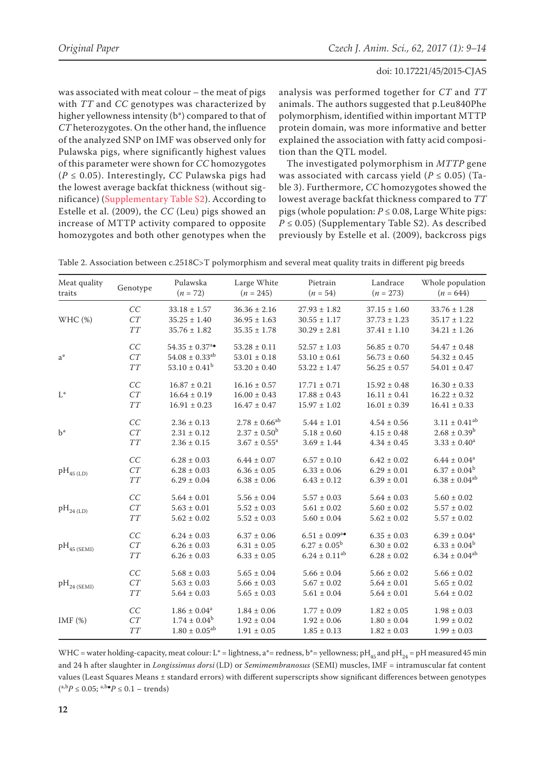was associated with meat colour – the meat of pigs with *TT* and *CC* genotypes was characterized by higher yellowness intensity (b*) compared to that of *CT* heterozygotes. On the other hand, the influence of the analyzed SNP on IMF was observed only for Pulawska pigs, where significantly highest values of this parameter were shown for *CC* homozygotes ($P \leq 0.05$). Interestingly, *CC* Pulawska pigs had the lowest average backfat thickness (without significance) (Supplementary Table S2). According to Estelle et al. (2009), the *CC* (Leu) pigs showed an increase of MTTP activity compared to opposite homozygotes and both other genotypes when the analysis was performed together for *CT* and *TT* animals. The authors suggested that p.Leu840Phe polymorphism, identified within important MTTP protein domain, was more informative and better explained the association with fatty acid composition than the QTL model.

The investigated polymorphism in *MTTP* gene was associated with carcass yield ($P \leq 0.05$) (Table 3). Furthermore, *CC* homozygotes showed the lowest average backfat thickness compared to *TT* pigs (whole population: $P \leq 0.08$, Large White pigs: $P \leq 0.05$) (Supplementary Table S2). As described previously by Estelle et al. (2009), backcross pigs

Table 2. Association between c.2518C>T polymorphism and several meat quality traits in different pig breeds

| Meat quality traits | Genotype | Pulawska ($n$ = 72) | Large White ($n$ = 245) | Pietrain ($n$ = 54) | Landrace ($n$ = 273) | Whole population ($n$ = 644) |
|---|---|---|---|---|---|---|
| WHC (%) | *CC* | 33.18 ± 1.57 | 36.36 ± 2.16 | 27.93 ± 1.82 | 37.15 ± 1.60 | 33.76 ± 1.28 |
| | *CT* | 35.25 ± 1.40 | 36.95 ± 1.63 | 30.55 ± 1.17 | 37.73 ± 1.23 | 35.17 ± 1.22 |
| | *TT* | 35.76 ± 1.82 | 35.35 ± 1.78 | 30.29 ± 2.81 | 37.41 ± 1.10 | 34.21 ± 1.26 |
| a* | *CC* | 54.35 ± 0.37[a•] | 53.28 ± 0.11 | 52.57 ± 1.03 | 56.85 ± 0.70 | 54.47 ± 0.48 |
| | *CT* | 54.08 ± 0.33[ab] | 53.01 ± 0.18 | 53.10 ± 0.61 | 56.73 ± 0.60 | 54.32 ± 0.45 |
| | *TT* | 53.10 ± 0.41[b] | 53.20 ± 0.40 | 53.22 ± 1.47 | 56.25 ± 0.57 | 54.01 ± 0.47 |
| L* | *CC* | 16.87 ± 0.21 | 16.16 ± 0.57 | 17.71 ± 0.71 | 15.92 ± 0.48 | 16.30 ± 0.33 |
| | *CT* | 16.64 ± 0.19 | 16.00 ± 0.43 | 17.88 ± 0.43 | 16.11 ± 0.41 | 16.22 ± 0.32 |
| | *TT* | 16.91 ± 0.23 | 16.47 ± 0.47 | 15.97 ± 1.02 | 16.01 ± 0.39 | 16.41 ± 0.33 |
| b* | *CC* | 2.36 ± 0.13 | 2.78 ± 0.66[ab] | 5.44 ± 1.01 | 4.54 ± 0.56 | 3.11 ± 0.41[ab] |
| | *CT* | 2.31 ± 0.12 | 2.37 ± 0.50[b] | 5.18 ± 0.60 | 4.15 ± 0.48 | 2.68 ± 0.39[b] |
| | *TT* | 2.36 ± 0.15 | 3.67 ± 0.55[a] | 3.69 ± 1.44 | 4.34 ± 0.45 | 3.33 ± 0.40[a] |
| $pH_{45\,(LD)}$ | *CC* | 6.28 ± 0.03 | 6.44 ± 0.07 | 6.57 ± 0.10 | 6.42 ± 0.02 | 6.44 ± 0.04[a] |
| | *CT* | 6.28 ± 0.03 | 6.36 ± 0.05 | 6.33 ± 0.06 | 6.29 ± 0.01 | 6.37 ± 0.04[b] |
| | *TT* | 6.29 ± 0.04 | 6.38 ± 0.06 | 6.43 ± 0.12 | 6.39 ± 0.01 | 6.38 ± 0.04[ab] |
| $pH_{24\,(LD)}$ | *CC* | 5.64 ± 0.01 | 5.56 ± 0.04 | 5.57 ± 0.03 | 5.64 ± 0.03 | 5.60 ± 0.02 |
| | *CT* | 5.63 ± 0.01 | 5.52 ± 0.03 | 5.61 ± 0.02 | 5.60 ± 0.02 | 5.57 ± 0.02 |
| | *TT* | 5.62 ± 0.02 | 5.52 ± 0.03 | 5.60 ± 0.04 | 5.62 ± 0.02 | 5.57 ± 0.02 |
| $pH_{45\,(SEMI)}$ | *CC* | 6.24 ± 0.03 | 6.37 ± 0.06 | 6.51 ± 0.09[a•] | 6.35 ± 0.03 | 6.39 ± 0.04[a] |
| | *CT* | 6.26 ± 0.03 | 6.31 ± 0.05 | 6.27 ± 0.05[b] | 6.30 ± 0.02 | 6.33 ± 0.04[b] |
| | *TT* | 6.26 ± 0.03 | 6.33 ± 0.05 | 6.24 ± 0.11[ab] | 6.28 ± 0.02 | 6.34 ± 0.04[ab] |
| $pH_{24\,(SEMI)}$ | *CC* | 5.68 ± 0.03 | 5.65 ± 0.04 | 5.66 ± 0.04 | 5.66 ± 0.02 | 5.66 ± 0.02 |
| | *CT* | 5.63 ± 0.03 | 5.66 ± 0.03 | 5.67 ± 0.02 | 5.64 ± 0.01 | 5.65 ± 0.02 |
| | *TT* | 5.64 ± 0.03 | 5.65 ± 0.03 | 5.61 ± 0.04 | 5.64 ± 0.01 | 5.64 ± 0.02 |
| IMF (%) | *CC* | 1.86 ± 0.04[a] | 1.84 ± 0.06 | 1.77 ± 0.09 | 1.82 ± 0.05 | 1.98 ± 0.03 |
| | *CT* | 1.74 ± 0.04[b] | 1.92 ± 0.04 | 1.92 ± 0.06 | 1.80 ± 0.04 | 1.99 ± 0.02 |
| | *TT* | 1.80 ± 0.05[ab] | 1.91 ± 0.05 | 1.85 ± 0.13 | 1.82 ± 0.03 | 1.99 ± 0.03 |

WHC = water holding-capacity, meat colour: L* = lightness, a*= redness, b*= yellowness; $pH_{45}$ and $pH_{24}$ = pH measured 45 min and 24 h after slaughter in *Longissimus dorsi* (LD) or *Semimembranosus* (SEMI) muscles, IMF = intramuscular fat content values (Least Squares Means ± standard errors) with different superscripts show significant differences between genotypes ([a,b]$P \leq 0.05$; [a,b•]$P \leq 0.1$ – trends)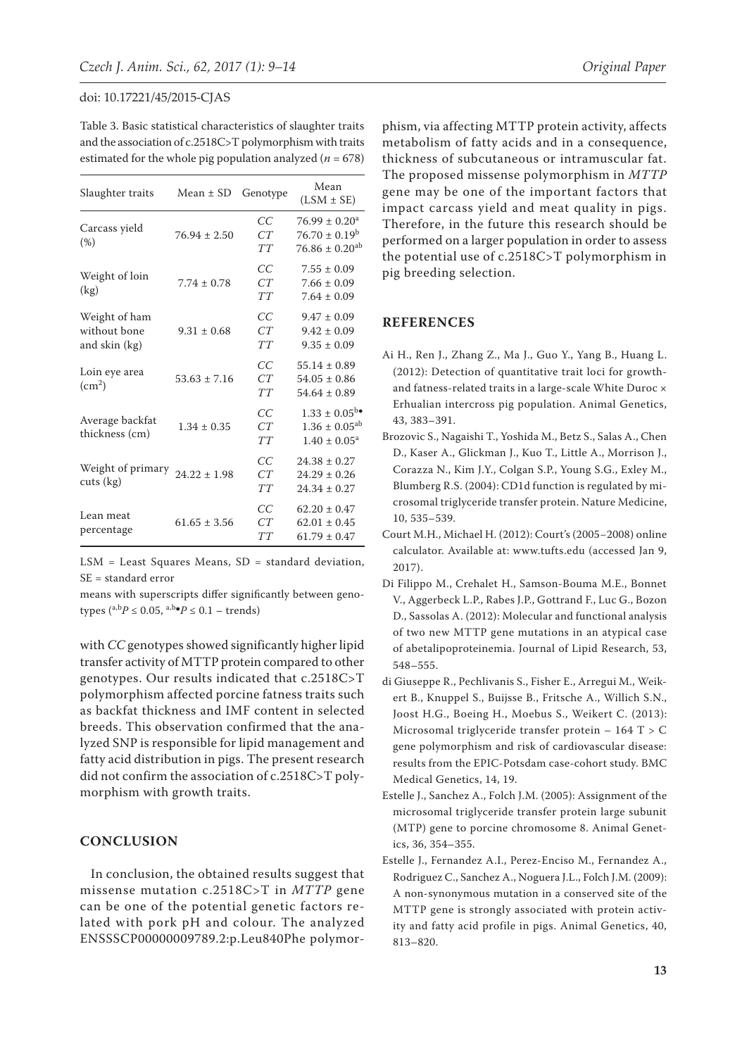Table 3. Basic statistical characteristics of slaughter traits and the association of c.2518C>T polymorphism with traits estimated for the whole pig population analyzed ($n$ = 678)

| Slaughter traits | Mean ± SD | Genotype | Mean (LSM ± SE) |
|---|---|---|---|
| Carcass yield (%) | 76.94 ± 2.50 | *CC* | $76.99 \pm 0.20^{a}$ |
| | | *CT* | $76.70 \pm 0.19^{b}$ |
| | | *TT* | $76.86 \pm 0.20^{ab}$ |
| Weight of loin (kg) | 7.74 ± 0.78 | *CC* | 7.55 ± 0.09 |
| | | *CT* | 7.66 ± 0.09 |
| | | *TT* | 7.64 ± 0.09 |
| Weight of ham without bone and skin (kg) | 9.31 ± 0.68 | *CC* | 9.47 ± 0.09 |
| | | *CT* | 9.42 ± 0.09 |
| | | *TT* | 9.35 ± 0.09 |
| Loin eye area ($cm^2$) | 53.63 ± 7.16 | *CC* | 55.14 ± 0.89 |
| | | *CT* | 54.05 ± 0.86 |
| | | *TT* | 54.64 ± 0.89 |
| Average backfat thickness (cm) | 1.34 ± 0.35 | *CC* | $1.33 \pm 0.05^{b\bullet}$ |
| | | *CT* | $1.36 \pm 0.05^{ab}$ |
| | | *TT* | $1.40 \pm 0.05^{a}$ |
| Weight of primary cuts (kg) | 24.22 ± 1.98 | *CC* | 24.38 ± 0.27 |
| | | *CT* | 24.29 ± 0.26 |
| | | *TT* | 24.34 ± 0.27 |
| Lean meat percentage | 61.65 ± 3.56 | *CC* | 62.20 ± 0.47 |
| | | *CT* | 62.01 ± 0.45 |
| | | *TT* | 61.79 ± 0.47 |

LSM = Least Squares Means, SD = standard deviation, SE = standard error

means with superscripts differ significantly between genotypes ($^{a,b}P \leq 0.05$, $^{a,b\bullet}P \leq 0.1$ – trends)

with *CC* genotypes showed significantly higher lipid transfer activity of MTTP protein compared to other genotypes. Our results indicated that c.2518C>T polymorphism affected porcine fatness traits such as backfat thickness and IMF content in selected breeds. This observation confirmed that the analyzed SNP is responsible for lipid management and fatty acid distribution in pigs. The present research did not confirm the association of c.2518C>T polymorphism with growth traits.

## CONCLUSION

In conclusion, the obtained results suggest that missense mutation c.2518C>T in *MTTP* gene can be one of the potential genetic factors related with pork pH and colour. The analyzed ENSSSCP00000009789.2:p.Leu840Phe polymorphism, via affecting MTTP protein activity, affects metabolism of fatty acids and in a consequence, thickness of subcutaneous or intramuscular fat. The proposed missense polymorphism in *MTTP* gene may be one of the important factors that impact carcass yield and meat quality in pigs. Therefore, in the future this research should be performed on a larger population in order to assess the potential use of c.2518C>T polymorphism in pig breeding selection.

## REFERENCES

Ai H., Ren J., Zhang Z., Ma J., Guo Y., Yang B., Huang L. (2012): Detection of quantitative trait loci for growth- and fatness-related traits in a large-scale White Duroc × Erhualian intercross pig population. Animal Genetics, 43, 383–391.

Brozovic S., Nagaishi T., Yoshida M., Betz S., Salas A., Chen D., Kaser A., Glickman J., Kuo T., Little A., Morrison J., Corazza N., Kim J.Y., Colgan S.P., Young S.G., Exley M., Blumberg R.S. (2004): CD1d function is regulated by microsomal triglyceride transfer protein. Nature Medicine, 10, 535–539.

Court M.H., Michael H. (2012): Court's (2005–2008) online calculator. Available at: www.tufts.edu (accessed Jan 9, 2017).

Di Filippo M., Crehalet H., Samson-Bouma M.E., Bonnet V., Aggerbeck L.P., Rabes J.P., Gottrand F., Luc G., Bozon D., Sassolas A. (2012): Molecular and functional analysis of two new MTTP gene mutations in an atypical case of abetalipoproteinemia. Journal of Lipid Research, 53, 548–555.

di Giuseppe R., Pechlivanis S., Fisher E., Arregui M., Weikert B., Knuppel S., Buijsse B., Fritsche A., Willich S.N., Joost H.G., Boeing H., Moebus S., Weikert C. (2013): Microsomal triglyceride transfer protein – 164 T > C gene polymorphism and risk of cardiovascular disease: results from the EPIC-Potsdam case-cohort study. BMC Medical Genetics, 14, 19.

Estelle J., Sanchez A., Folch J.M. (2005): Assignment of the microsomal triglyceride transfer protein large subunit (MTP) gene to porcine chromosome 8. Animal Genetics, 36, 354–355.

Estelle J., Fernandez A.I., Perez-Enciso M., Fernandez A., Rodriguez C., Sanchez A., Noguera J.L., Folch J.M. (2009): A non-synonymous mutation in a conserved site of the MTTP gene is strongly associated with protein activity and fatty acid profile in pigs. Animal Genetics, 40, 813–820.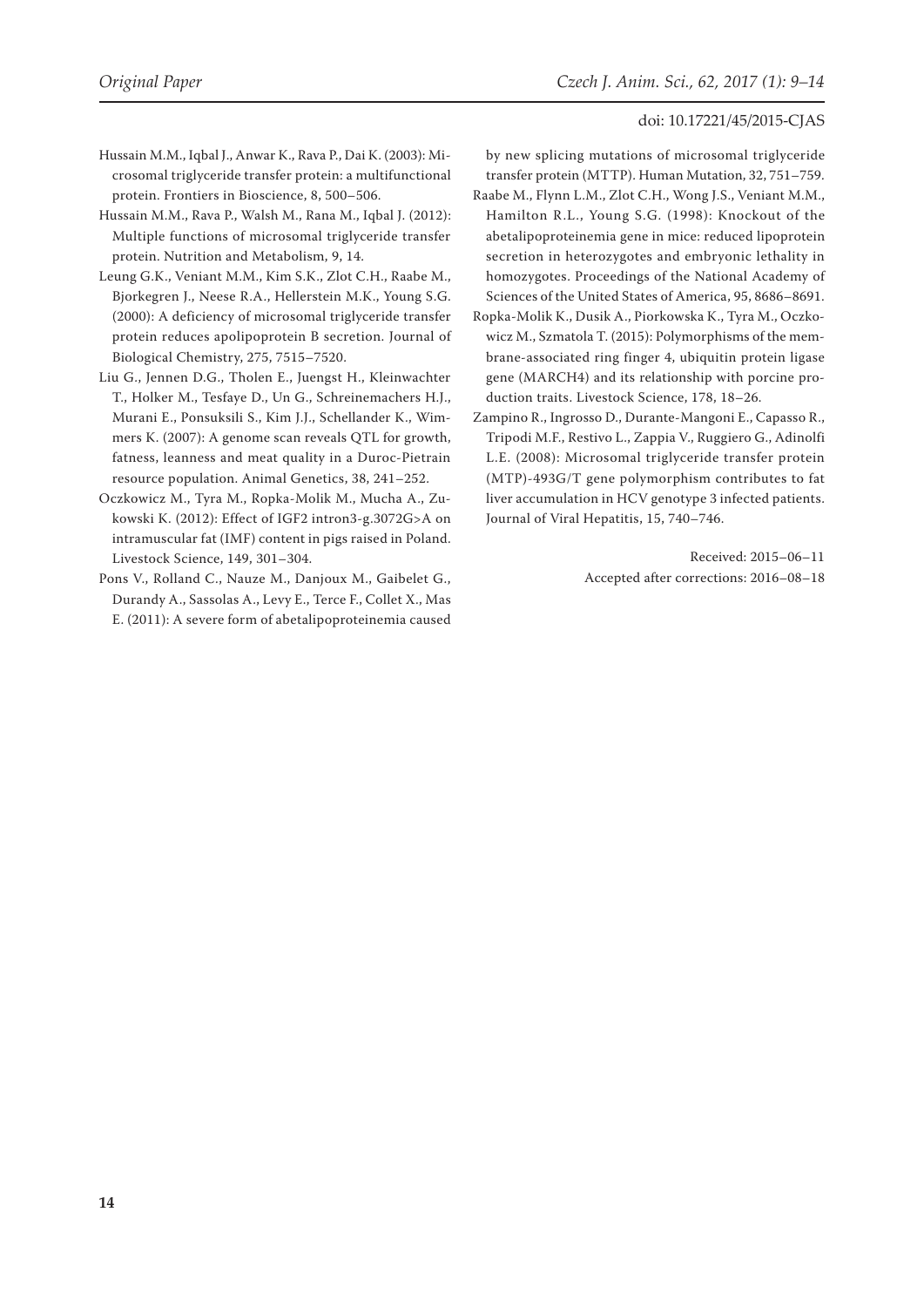Hussain M.M., Iqbal J., Anwar K., Rava P., Dai K. (2003): Microsomal triglyceride transfer protein: a multifunctional protein. Frontiers in Bioscience, 8, 500–506.

Hussain M.M., Rava P., Walsh M., Rana M., Iqbal J. (2012): Multiple functions of microsomal triglyceride transfer protein. Nutrition and Metabolism, 9, 14.

Leung G.K., Veniant M.M., Kim S.K., Zlot C.H., Raabe M., Bjorkegren J., Neese R.A., Hellerstein M.K., Young S.G. (2000): A deficiency of microsomal triglyceride transfer protein reduces apolipoprotein B secretion. Journal of Biological Chemistry, 275, 7515–7520.

Liu G., Jennen D.G., Tholen E., Juengst H., Kleinwachter T., Holker M., Tesfaye D., Un G., Schreinemachers H.J., Murani E., Ponsuksili S., Kim J.J., Schellander K., Wimmers K. (2007): A genome scan reveals QTL for growth, fatness, leanness and meat quality in a Duroc-Pietrain resource population. Animal Genetics, 38, 241–252.

Oczkowicz M., Tyra M., Ropka-Molik M., Mucha A., Zukowski K. (2012): Effect of IGF2 intron3-g.3072G>A on intramuscular fat (IMF) content in pigs raised in Poland. Livestock Science, 149, 301–304.

Pons V., Rolland C., Nauze M., Danjoux M., Gaibelet G., Durandy A., Sassolas A., Levy E., Terce F., Collet X., Mas E. (2011): A severe form of abetalipoproteinemia caused by new splicing mutations of microsomal triglyceride transfer protein (MTTP). Human Mutation, 32, 751–759.

Raabe M., Flynn L.M., Zlot C.H., Wong J.S., Veniant M.M., Hamilton R.L., Young S.G. (1998): Knockout of the abetalipoproteinemia gene in mice: reduced lipoprotein secretion in heterozygotes and embryonic lethality in homozygotes. Proceedings of the National Academy of Sciences of the United States of America, 95, 8686–8691.

Ropka-Molik K., Dusik A., Piorkowska K., Tyra M., Oczkowicz M., Szmatola T. (2015): Polymorphisms of the membrane-associated ring finger 4, ubiquitin protein ligase gene (MARCH4) and its relationship with porcine production traits. Livestock Science, 178, 18–26.

Zampino R., Ingrosso D., Durante-Mangoni E., Capasso R., Tripodi M.F., Restivo L., Zappia V., Ruggiero G., Adinolfi L.E. (2008): Microsomal triglyceride transfer protein (MTP)-493G/T gene polymorphism contributes to fat liver accumulation in HCV genotype 3 infected patients. Journal of Viral Hepatitis, 15, 740–746.

Received: 2015–06–11
Accepted after corrections: 2016–08–18